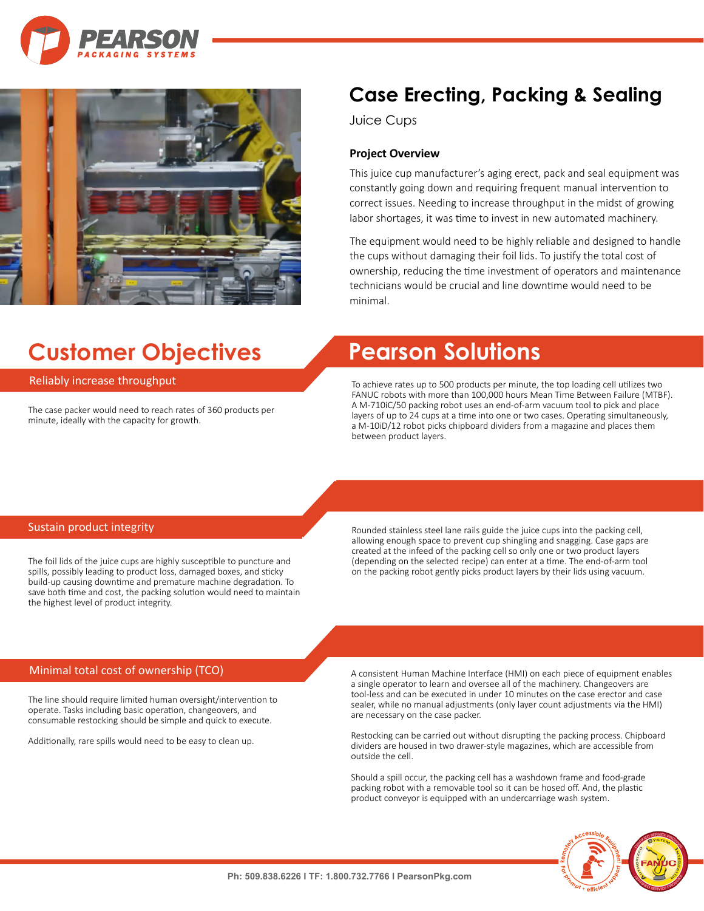# Case Erecting, Packing & Sealing

Juice Cups

### Project Overview

This juice cup manufacturer's aging erect, pack and seal equipment was constantly going down and requiring frequent manual intervention to correct issues. Needing to increase throughput in the midst of growing labor shortages, it was time to invest in new automated machinery.

The equipment would need to be highly reliable and designed to handle the cups without damaging their foil lids. To justify the total cost of ownership, reducing the time investment of operators and maintenance technicians would be crucial and line downtime would need to be minimal.

## Customer Objectives

### Reliably increase throughput

The case packer would need to reach rates of 360 products per minute, ideally with the capacity for growth.

### Sustain product integrity

The foil lids of the juice cups are highly susceptible to puncture and spills, possibly leading to product loss, damaged boxes, and sticky build-up causing downtime and premature machine degradation. To save both time and cost, the packing solution would need to maintain the highest level of product integrity.

### Minimal total cost of ownership (TCO)

The line should require limited human oversight/intervention to operate. Tasks including basic operation, changeovers, and consumable restocking should be simple and quick to execute.

Additionally, rare spills would need to be easy to clean up.

## Pearson Solutions

To achieve rates up to 500 products per minute, the top loading cell utilizes two FANUC robots with more than 100,000 hours Mean Time Between Failure (MTBF). A M-710iC/50 packing robot uses an end-of-arm vacuum tool to pick and place layers of up to 24 cups at a time into one or two cases. Operating simultaneously, a M-10iD/12 robot picks chipboard dividers from a magazine and places them between product layers.

Rounded stainless steel lane rails guide the juice cups into the packing cell, allowing enough space to prevent cup shingling and snagging. Case gaps are created at the infeed of the packing cell so only one or two product layers (depending on the selected recipe) can enter at a time. The end-of-arm tool on the packing robot gently picks product layers by their lids using vacuum.

A consistent Human Machine Interface (HMI) on each piece of equipment enables a single operator to learn and oversee all of the machinery. Changeovers are tool-less and can be executed in under 10 minutes on the case erector and case sealer, while no manual adjustments (only layer count adjustments via the HMI) are necessary on the case packer.

Restocking can be carried out without disrupting the packing process. Chipboard dividers are housed in two drawer-style magazines, which are accessible from outside the cell.

Should a spill occur, the packing cell has a washdown frame and food-grade packing robot with a removable tool so it can be hosed off. And, the plastic product conveyor is equipped with an undercarriage wash system.

Ph: 509.838.6226 I TF: 1.800.732.7766 I PearsonPkg.com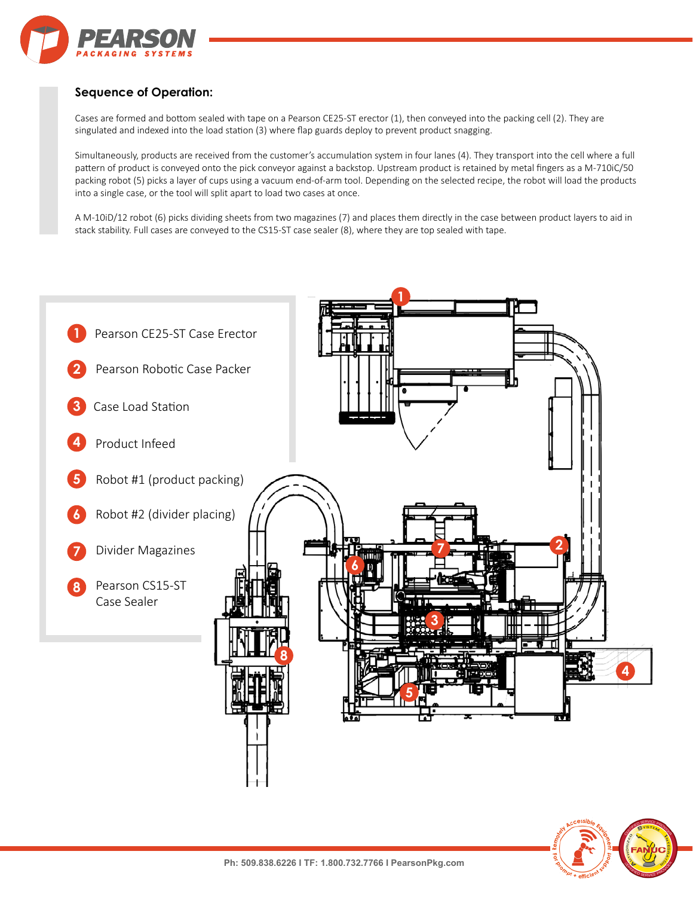## Sequence of Operation:

Cases are formed and bottom sealed with tape on a Pearson CE25-ST erector (1), then conveyed into the packing cell (2). They are singulated and indexed into the load station (3) where flap guards deploy to prevent product snagging.

Simultaneously, products are received from the customer's accumulation system in four lanes (4). They transport into the cell where a full pattern of product is conveyed onto the pick conveyor against a backstop. Upstream product is retained by metal fingers as a M-710iC/50 packing robot (5) picks a layer of cups using a vacuum end-of-arm tool. Depending on the selected recipe, the robot will load the products into a single case, or the tool will split apart to load two cases at once.

A M-10iD/12 robot (6) picks dividing sheets from two magazines (7) and places them directly in the case between product layers to aid in stack stability. Full cases are conveyed to the CS15-ST case sealer (8), where they are top sealed with tape.

1. Pearson CE25-ST Case Erector
2. Pearson Robotic Case Packer
3. Case Load Station
4. Product Infeed
5. Robot #1 (product packing)
6. Robot #2 (divider placing)
7. Divider Magazines
8. Pearson CS15-ST Case Sealer

Ph: 509.838.6226 I TF: 1.800.732.7766 I PearsonPkg.com